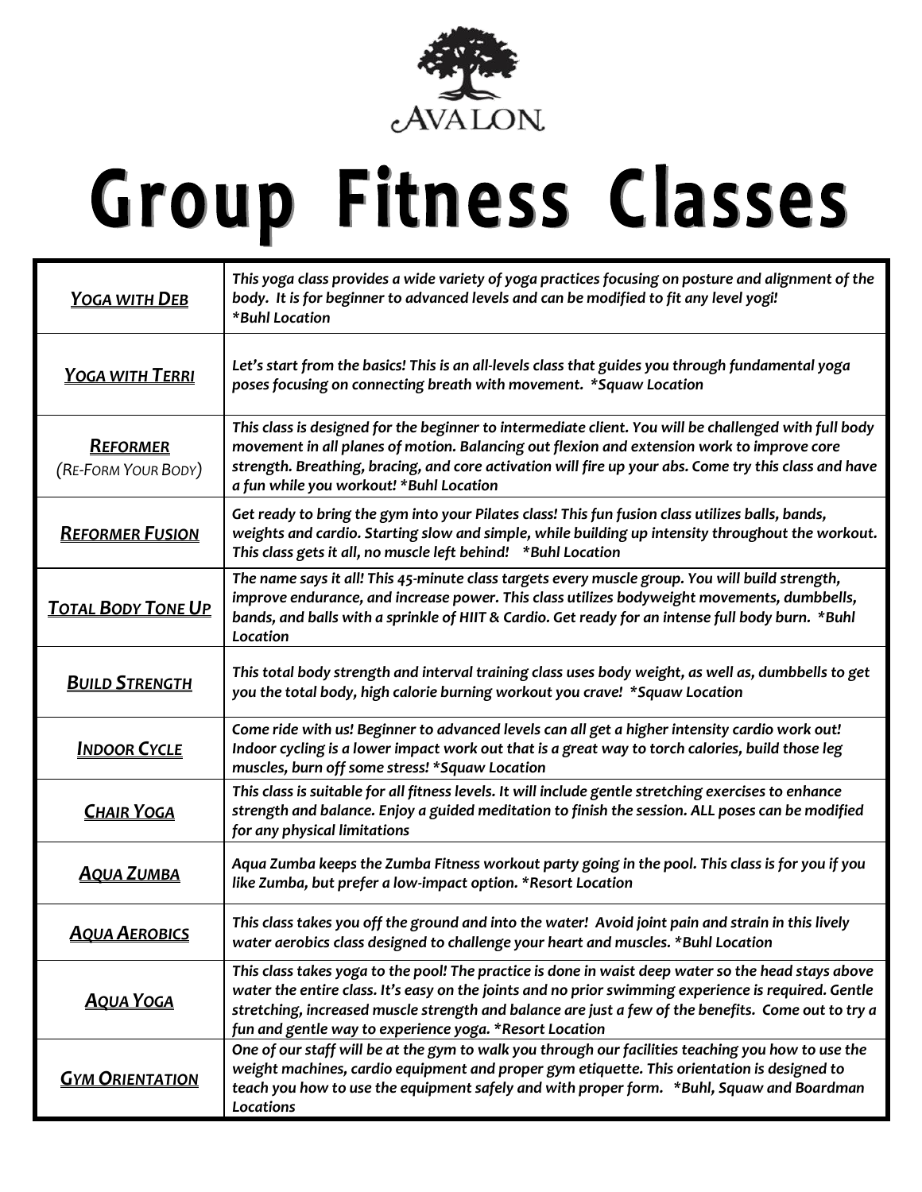AVALON

# Group Fitness Classes

| Class | Description |
|---|---|
| ***Yoga with Deb*** | *This yoga class provides a wide variety of yoga practices focusing on posture and alignment of the body. It is for beginner to advanced levels and can be modified to fit any level yogi! *Buhl Location* |
| ***Yoga with Terri*** | *Let's start from the basics! This is an all-levels class that guides you through fundamental yoga poses focusing on connecting breath with movement. *Squaw Location* |
| ***Reformer*** *(Re-Form Your Body)* | *This class is designed for the beginner to intermediate client. You will be challenged with full body movement in all planes of motion. Balancing out flexion and extension work to improve core strength. Breathing, bracing, and core activation will fire up your abs. Come try this class and have a fun while you workout! *Buhl Location* |
| ***Reformer Fusion*** | *Get ready to bring the gym into your Pilates class! This fun fusion class utilizes balls, bands, weights and cardio. Starting slow and simple, while building up intensity throughout the workout. This class gets it all, no muscle left behind! *Buhl Location* |
| ***Total Body Tone Up*** | *The name says it all! This 45-minute class targets every muscle group. You will build strength, improve endurance, and increase power. This class utilizes bodyweight movements, dumbbells, bands, and balls with a sprinkle of HIIT & Cardio. Get ready for an intense full body burn. *Buhl Location* |
| ***Build Strength*** | *This total body strength and interval training class uses body weight, as well as, dumbbells to get you the total body, high calorie burning workout you crave! *Squaw Location* |
| ***Indoor Cycle*** | *Come ride with us! Beginner to advanced levels can all get a higher intensity cardio work out! Indoor cycling is a lower impact work out that is a great way to torch calories, build those leg muscles, burn off some stress! *Squaw Location* |
| ***Chair Yoga*** | *This class is suitable for all fitness levels. It will include gentle stretching exercises to enhance strength and balance. Enjoy a guided meditation to finish the session. ALL poses can be modified for any physical limitations* |
| ***Aqua Zumba*** | *Aqua Zumba keeps the Zumba Fitness workout party going in the pool. This class is for you if you like Zumba, but prefer a low-impact option. *Resort Location* |
| ***Aqua Aerobics*** | *This class takes you off the ground and into the water! Avoid joint pain and strain in this lively water aerobics class designed to challenge your heart and muscles. *Buhl Location* |
| ***Aqua Yoga*** | *This class takes yoga to the pool! The practice is done in waist deep water so the head stays above water the entire class. It's easy on the joints and no prior swimming experience is required. Gentle stretching, increased muscle strength and balance are just a few of the benefits. Come out to try a fun and gentle way to experience yoga. *Resort Location* |
| ***Gym Orientation*** | *One of our staff will be at the gym to walk you through our facilities teaching you how to use the weight machines, cardio equipment and proper gym etiquette. This orientation is designed to teach you how to use the equipment safely and with proper form. *Buhl, Squaw and Boardman Locations* |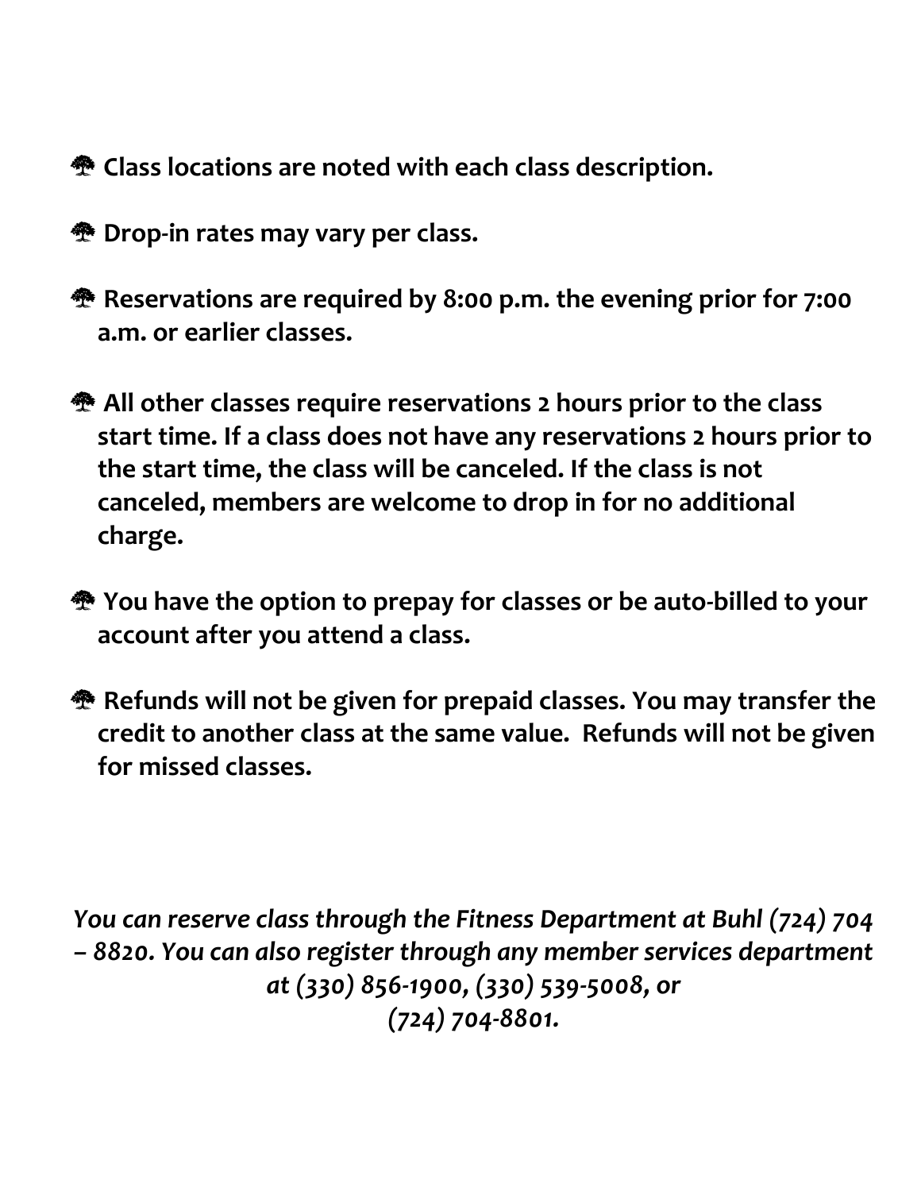- **Class locations are noted with each class description.**
- **Drop-in rates may vary per class.**
- **Reservations are required by 8:00 p.m. the evening prior for 7:00 a.m. or earlier classes.**
- **All other classes require reservations 2 hours prior to the class start time. If a class does not have any reservations 2 hours prior to the start time, the class will be canceled. If the class is not canceled, members are welcome to drop in for no additional charge.**
- **You have the option to prepay for classes or be auto-billed to your account after you attend a class.**
- **Refunds will not be given for prepaid classes. You may transfer the credit to another class at the same value. Refunds will not be given for missed classes.**

***You can reserve class through the Fitness Department at Buhl (724) 704 – 8820. You can also register through any member services department at (330) 856-1900, (330) 539-5008, or (724) 704-8801.***